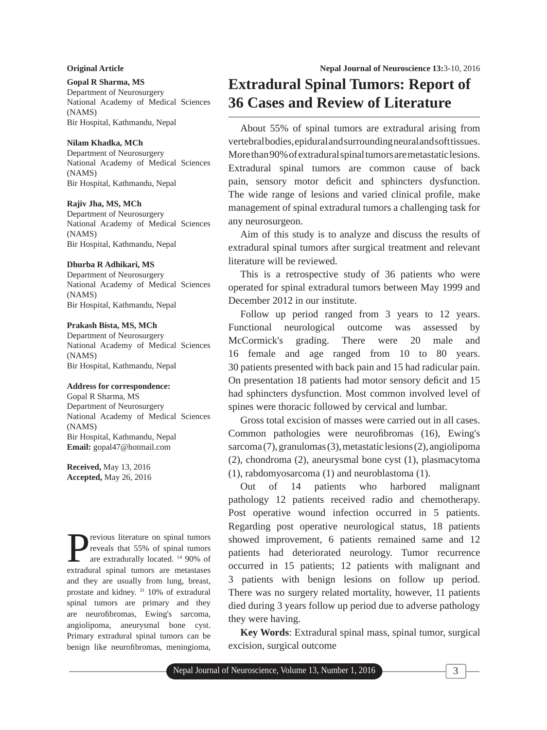Original Article

# Extradural Spinal Tumors: Report of 36 Cases and Review of Literature

**Gopal R Sharma, MS**
Department of Neurosurgery
National Academy of Medical Sciences (NAMS)
Bir Hospital, Kathmandu, Nepal

**Nilam Khadka, MCh**
Department of Neurosurgery
National Academy of Medical Sciences (NAMS)
Bir Hospital, Kathmandu, Nepal

**Rajiv Jha, MS, MCh**
Department of Neurosurgery
National Academy of Medical Sciences (NAMS)
Bir Hospital, Kathmandu, Nepal

**Dhurba R Adhikari, MS**
Department of Neurosurgery
National Academy of Medical Sciences (NAMS)
Bir Hospital, Kathmandu, Nepal

**Prakash Bista, MS, MCh**
Department of Neurosurgery
National Academy of Medical Sciences (NAMS)
Bir Hospital, Kathmandu, Nepal

**Address for correspondence:**
Gopal R Sharma, MS
Department of Neurosurgery
National Academy of Medical Sciences (NAMS)
Bir Hospital, Kathmandu, Nepal
**Email:** gopal47@hotmail.com

**Received,** May 13, 2016
**Accepted,** May 26, 2016

About 55% of spinal tumors are extradural arising from vertebral bodies, epidural and surrounding neural and soft tissues. More than 90% of extradural spinal tumors are metastatic lesions. Extradural spinal tumors are common cause of back pain, sensory motor deficit and sphincters dysfunction. The wide range of lesions and varied clinical profile, make management of spinal extradural tumors a challenging task for any neurosurgeon.

Aim of this study is to analyze and discuss the results of extradural spinal tumors after surgical treatment and relevant literature will be reviewed.

This is a retrospective study of 36 patients who were operated for spinal extradural tumors between May 1999 and December 2012 in our institute.

Follow up period ranged from 3 years to 12 years. Functional neurological outcome was assessed by McCormick's grading. There were 20 male and 16 female and age ranged from 10 to 80 years. 30 patients presented with back pain and 15 had radicular pain. On presentation 18 patients had motor sensory deficit and 15 had sphincters dysfunction. Most common involved level of spines were thoracic followed by cervical and lumbar.

Gross total excision of masses were carried out in all cases. Common pathologies were neurofibromas (16), Ewing's sarcoma (7), granulomas (3), metastatic lesions (2), angiolipoma (2), chondroma (2), aneurysmal bone cyst (1), plasmacytoma (1), rabdomyosarcoma (1) and neuroblastoma (1).

Out of 14 patients who harbored malignant pathology 12 patients received radio and chemotherapy. Post operative wound infection occurred in 5 patients. Regarding post operative neurological status, 18 patients showed improvement, 6 patients remained same and 12 patients had deteriorated neurology. Tumor recurrence occurred in 15 patients; 12 patients with malignant and 3 patients with benign lesions on follow up period. There was no surgery related mortality, however, 11 patients died during 3 years follow up period due to adverse pathology they were having.

**Key Words**: Extradural spinal mass, spinal tumor, surgical excision, surgical outcome

Previous literature on spinal tumors reveals that 55% of spinal tumors are extradurally located. [14] 90% of extradural spinal tumors are metastases and they are usually from lung, breast, prostate and kidney. [31] 10% of extradural spinal tumors are primary and they are neurofibromas, Ewing's sarcoma, angiolipoma, aneurysmal bone cyst. Primary extradural spinal tumors can be benign like neurofibromas, meningioma,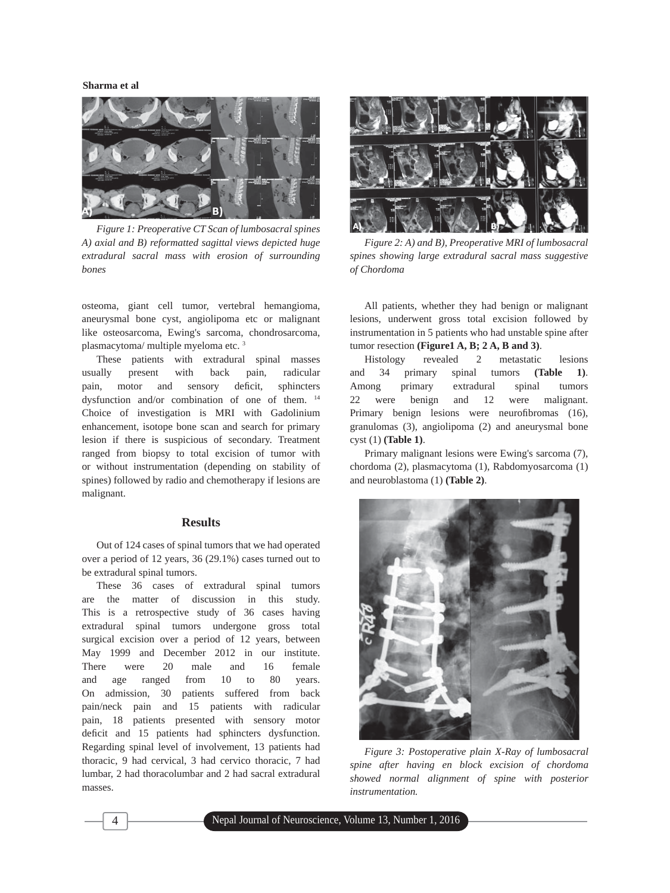*Figure 1: Preoperative CT Scan of lumbosacral spines A) axial and B) reformatted sagittal views depicted huge extradural sacral mass with erosion of surrounding bones*

*Figure 2: A) and B), Preoperative MRI of lumbosacral spines showing large extradural sacral mass suggestive of Chordoma*

osteoma, giant cell tumor, vertebral hemangioma, aneurysmal bone cyst, angiolipoma etc or malignant like osteosarcoma, Ewing's sarcoma, chondrosarcoma, plasmacytoma/ multiple myeloma etc. [3]

These patients with extradural spinal masses usually present with back pain, radicular pain, motor and sensory deficit, sphincters dysfunction and/or combination of one of them. [14] Choice of investigation is MRI with Gadolinium enhancement, isotope bone scan and search for primary lesion if there is suspicious of secondary. Treatment ranged from biopsy to total excision of tumor with or without instrumentation (depending on stability of spines) followed by radio and chemotherapy if lesions are malignant.

## Results

Out of 124 cases of spinal tumors that we had operated over a period of 12 years, 36 (29.1%) cases turned out to be extradural spinal tumors.

These 36 cases of extradural spinal tumors are the matter of discussion in this study. This is a retrospective study of 36 cases having extradural spinal tumors undergone gross total surgical excision over a period of 12 years, between May 1999 and December 2012 in our institute. There were 20 male and 16 female and age ranged from 10 to 80 years. On admission, 30 patients suffered from back pain/neck pain and 15 patients with radicular pain, 18 patients presented with sensory motor deficit and 15 patients had sphincters dysfunction. Regarding spinal level of involvement, 13 patients had thoracic, 9 had cervical, 3 had cervico thoracic, 7 had lumbar, 2 had thoracolumbar and 2 had sacral extradural masses.

All patients, whether they had benign or malignant lesions, underwent gross total excision followed by instrumentation in 5 patients who had unstable spine after tumor resection **(Figure1 A, B; 2 A, B and 3)**.

Histology revealed 2 metastatic lesions and 34 primary spinal tumors **(Table 1)**. Among primary extradural spinal tumors 22 were benign and 12 were malignant. Primary benign lesions were neurofibromas (16), granulomas (3), angiolipoma (2) and aneurysmal bone cyst (1) **(Table 1)**.

Primary malignant lesions were Ewing's sarcoma (7), chordoma (2), plasmacytoma (1), Rabdomyosarcoma (1) and neuroblastoma (1) **(Table 2)**.

*Figure 3: Postoperative plain X-Ray of lumbosacral spine after having en block excision of chordoma showed normal alignment of spine with posterior instrumentation.*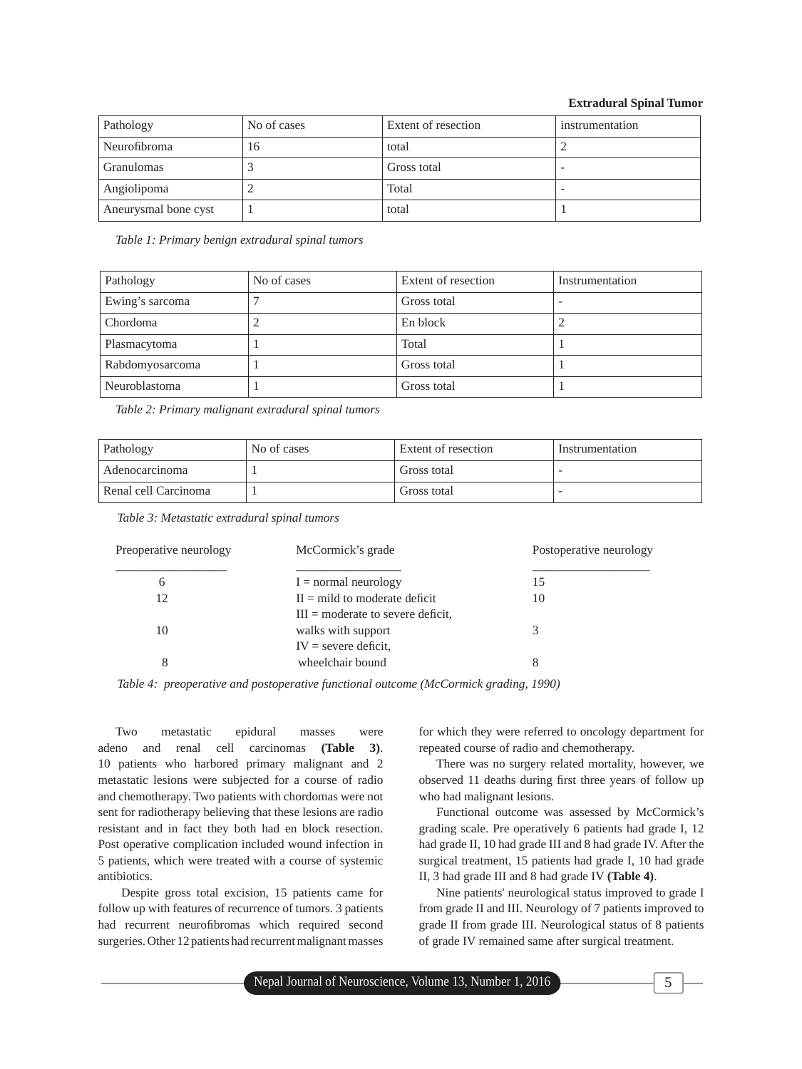| Pathology | No of cases | Extent of resection | instrumentation |
| --- | --- | --- | --- |
| Neurofibroma | 16 | total | 2 |
| Granulomas | 3 | Gross total | - |
| Angiolipoma | 2 | Total | - |
| Aneurysmal bone cyst | 1 | total | 1 |

*Table 1: Primary benign extradural spinal tumors*

| Pathology | No of cases | Extent of resection | Instrumentation |
| --- | --- | --- | --- |
| Ewing's sarcoma | 7 | Gross total | - |
| Chordoma | 2 | En block | 2 |
| Plasmacytoma | 1 | Total | 1 |
| Rabdomyosarcoma | 1 | Gross total | 1 |
| Neuroblastoma | 1 | Gross total | 1 |

*Table 2: Primary malignant extradural spinal tumors*

| Pathology | No of cases | Extent of resection | Instrumentation |
| --- | --- | --- | --- |
| Adenocarcinoma | 1 | Gross total | - |
| Renal cell Carcinoma | 1 | Gross total | - |

*Table 3: Metastatic extradural spinal tumors*

| Preoperative neurology | McCormick's grade | Postoperative neurology |
| --- | --- | --- |
| 6 | I = normal neurology | 15 |
| 12 | II = mild to moderate deficit | 10 |
| 10 | III = moderate to severe deficit, walks with support | 3 |
| 8 | IV = severe deficit, wheelchair bound | 8 |

*Table 4: preoperative and postoperative functional outcome (McCormick grading, 1990)*

Two metastatic epidural masses were adeno and renal cell carcinomas **(Table 3)**. 10 patients who harbored primary malignant and 2 metastatic lesions were subjected for a course of radio and chemotherapy. Two patients with chordomas were not sent for radiotherapy believing that these lesions are radio resistant and in fact they both had en block resection. Post operative complication included wound infection in 5 patients, which were treated with a course of systemic antibiotics.

Despite gross total excision, 15 patients came for follow up with features of recurrence of tumors. 3 patients had recurrent neurofibromas which required second surgeries. Other 12 patients had recurrent malignant masses for which they were referred to oncology department for repeated course of radio and chemotherapy.

There was no surgery related mortality, however, we observed 11 deaths during first three years of follow up who had malignant lesions.

Functional outcome was assessed by McCormick's grading scale. Pre operatively 6 patients had grade I, 12 had grade II, 10 had grade III and 8 had grade IV. After the surgical treatment, 15 patients had grade I, 10 had grade II, 3 had grade III and 8 had grade IV **(Table 4)**.

Nine patients' neurological status improved to grade I from grade II and III. Neurology of 7 patients improved to grade II from grade III. Neurological status of 8 patients of grade IV remained same after surgical treatment.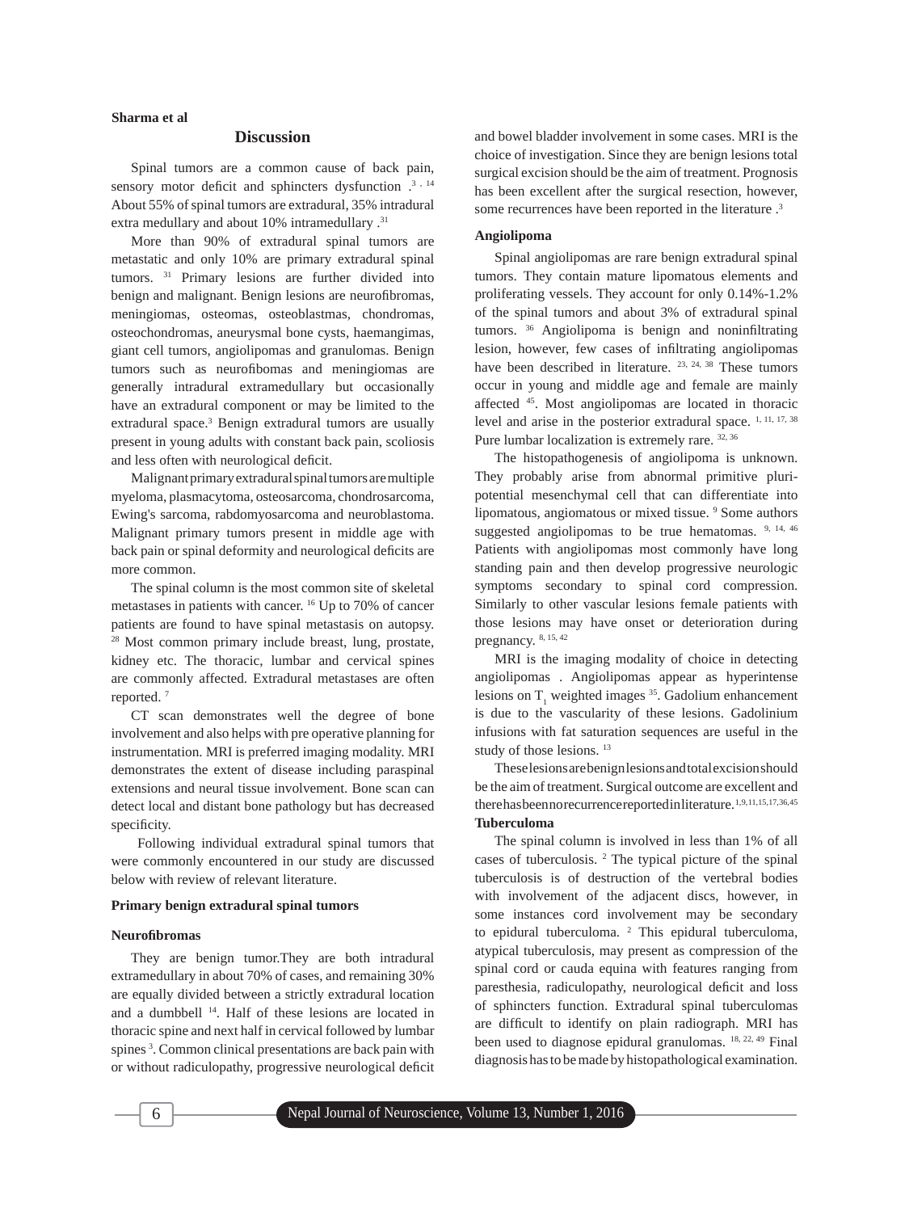## Discussion

Spinal tumors are a common cause of back pain, sensory motor deficit and sphincters dysfunction .[3, 14] About 55% of spinal tumors are extradural, 35% intradural extra medullary and about 10% intramedullary .[31]

More than 90% of extradural spinal tumors are metastatic and only 10% are primary extradural spinal tumors. [31] Primary lesions are further divided into benign and malignant. Benign lesions are neurofibromas, meningiomas, osteomas, osteoblastmas, chondromas, osteochondromas, aneurysmal bone cysts, haemangimas, giant cell tumors, angiolipomas and granulomas. Benign tumors such as neurofibomas and meningiomas are generally intradural extramedullary but occasionally have an extradural component or may be limited to the extradural space.[3] Benign extradural tumors are usually present in young adults with constant back pain, scoliosis and less often with neurological deficit.

Malignant primary extradural spinal tumors are multiple myeloma, plasmacytoma, osteosarcoma, chondrosarcoma, Ewing's sarcoma, rabdomyosarcoma and neuroblastoma. Malignant primary tumors present in middle age with back pain or spinal deformity and neurological deficits are more common.

The spinal column is the most common site of skeletal metastases in patients with cancer. [16] Up to 70% of cancer patients are found to have spinal metastasis on autopsy. [28] Most common primary include breast, lung, prostate, kidney etc. The thoracic, lumbar and cervical spines are commonly affected. Extradural metastases are often reported. [7]

CT scan demonstrates well the degree of bone involvement and also helps with pre operative planning for instrumentation. MRI is preferred imaging modality. MRI demonstrates the extent of disease including paraspinal extensions and neural tissue involvement. Bone scan can detect local and distant bone pathology but has decreased specificity.

Following individual extradural spinal tumors that were commonly encountered in our study are discussed below with review of relevant literature.

### Primary benign extradural spinal tumors

#### Neurofibromas

They are benign tumor.They are both intradural extramedullary in about 70% of cases, and remaining 30% are equally divided between a strictly extradural location and a dumbbell [14]. Half of these lesions are located in thoracic spine and next half in cervical followed by lumbar spines [3]. Common clinical presentations are back pain with or without radiculopathy, progressive neurological deficit and bowel bladder involvement in some cases. MRI is the choice of investigation. Since they are benign lesions total surgical excision should be the aim of treatment. Prognosis has been excellent after the surgical resection, however, some recurrences have been reported in the literature .[3]

#### Angiolipoma

Spinal angiolipomas are rare benign extradural spinal tumors. They contain mature lipomatous elements and proliferating vessels. They account for only 0.14%-1.2% of the spinal tumors and about 3% of extradural spinal tumors. [36] Angiolipoma is benign and noninfiltrating lesion, however, few cases of infiltrating angiolipomas have been described in literature. [23, 24, 38] These tumors occur in young and middle age and female are mainly affected [45]. Most angiolipomas are located in thoracic level and arise in the posterior extradural space. [1, 11, 17, 38] Pure lumbar localization is extremely rare. [32, 36]

The histopathogenesis of angiolipoma is unknown. They probably arise from abnormal primitive pluri-potential mesenchymal cell that can differentiate into lipomatous, angiomatous or mixed tissue. [9] Some authors suggested angiolipomas to be true hematomas. [9, 14, 46] Patients with angiolipomas most commonly have long standing pain and then develop progressive neurologic symptoms secondary to spinal cord compression. Similarly to other vascular lesions female patients with those lesions may have onset or deterioration during pregnancy. [8, 15, 42]

MRI is the imaging modality of choice in detecting angiolipomas . Angiolipomas appear as hyperintense lesions on $T_1$ weighted images [35]. Gadolium enhancement is due to the vascularity of these lesions. Gadolinium infusions with fat saturation sequences are useful in the study of those lesions. [13]

These lesions are benign lesions and total excision should be the aim of treatment. Surgical outcome are excellent and there has been no recurrence reported in literature.[1,9,11,15,17,36,45]

#### Tuberculoma

The spinal column is involved in less than 1% of all cases of tuberculosis. [2] The typical picture of the spinal tuberculosis is of destruction of the vertebral bodies with involvement of the adjacent discs, however, in some instances cord involvement may be secondary to epidural tuberculoma. [2] This epidural tuberculoma, atypical tuberculosis, may present as compression of the spinal cord or cauda equina with features ranging from paresthesia, radiculopathy, neurological deficit and loss of sphincters function. Extradural spinal tuberculomas are difficult to identify on plain radiograph. MRI has been used to diagnose epidural granulomas. [18, 22, 49] Final diagnosis has to be made by histopathological examination.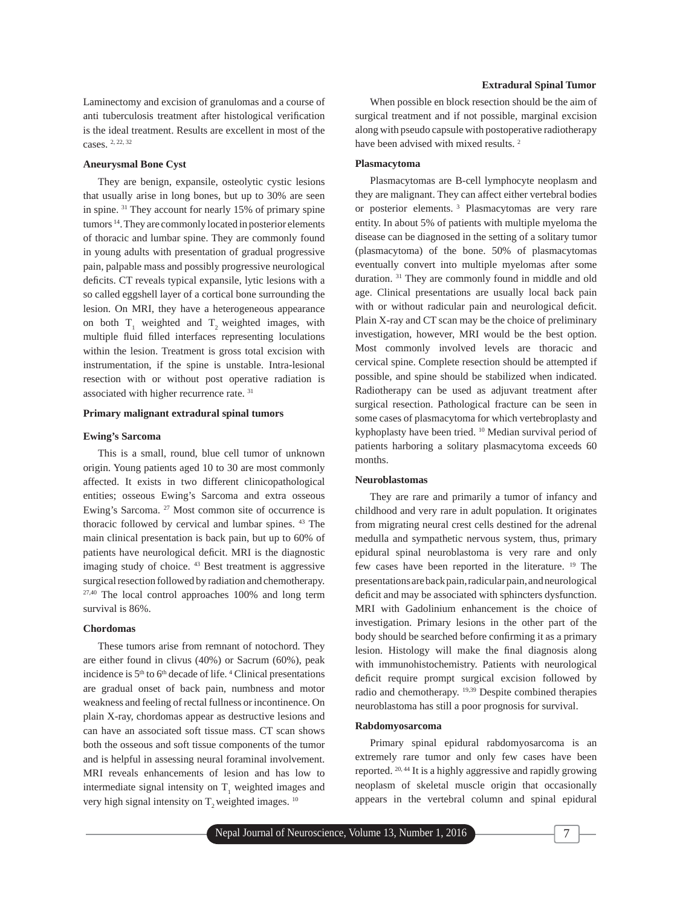Laminectomy and excision of granulomas and a course of anti tuberculosis treatment after histological verification is the ideal treatment. Results are excellent in most of the cases. [2, 22, 32]

### Aneurysmal Bone Cyst

They are benign, expansile, osteolytic cystic lesions that usually arise in long bones, but up to 30% are seen in spine. [31] They account for nearly 15% of primary spine tumors [14]. They are commonly located in posterior elements of thoracic and lumbar spine. They are commonly found in young adults with presentation of gradual progressive pain, palpable mass and possibly progressive neurological deficits. CT reveals typical expansile, lytic lesions with a so called eggshell layer of a cortical bone surrounding the lesion. On MRI, they have a heterogeneous appearance on both $T_1$ weighted and $T_2$ weighted images, with multiple fluid filled interfaces representing loculations within the lesion. Treatment is gross total excision with instrumentation, if the spine is unstable. Intra-lesional resection with or without post operative radiation is associated with higher recurrence rate. [31]

### Primary malignant extradural spinal tumors

### Ewing's Sarcoma

This is a small, round, blue cell tumor of unknown origin. Young patients aged 10 to 30 are most commonly affected. It exists in two different clinicopathological entities; osseous Ewing's Sarcoma and extra osseous Ewing's Sarcoma. [27] Most common site of occurrence is thoracic followed by cervical and lumbar spines. [43] The main clinical presentation is back pain, but up to 60% of patients have neurological deficit. MRI is the diagnostic imaging study of choice. [43] Best treatment is aggressive surgical resection followed by radiation and chemotherapy. [27,40] The local control approaches 100% and long term survival is 86%.

### Chordomas

These tumors arise from remnant of notochord. They are either found in clivus (40%) or Sacrum (60%), peak incidence is 5th to 6th decade of life. [4] Clinical presentations are gradual onset of back pain, numbness and motor weakness and feeling of rectal fullness or incontinence. On plain X-ray, chordomas appear as destructive lesions and can have an associated soft tissue mass. CT scan shows both the osseous and soft tissue components of the tumor and is helpful in assessing neural foraminal involvement. MRI reveals enhancements of lesion and has low to intermediate signal intensity on $T_1$ weighted images and very high signal intensity on $T_2$ weighted images. [10]

When possible en block resection should be the aim of surgical treatment and if not possible, marginal excision along with pseudo capsule with postoperative radiotherapy have been advised with mixed results. [2]

### Plasmacytoma

Plasmacytomas are B-cell lymphocyte neoplasm and they are malignant. They can affect either vertebral bodies or posterior elements. [3] Plasmacytomas are very rare entity. In about 5% of patients with multiple myeloma the disease can be diagnosed in the setting of a solitary tumor (plasmacytoma) of the bone. 50% of plasmacytomas eventually convert into multiple myelomas after some duration. [31] They are commonly found in middle and old age. Clinical presentations are usually local back pain with or without radicular pain and neurological deficit. Plain X-ray and CT scan may be the choice of preliminary investigation, however, MRI would be the best option. Most commonly involved levels are thoracic and cervical spine. Complete resection should be attempted if possible, and spine should be stabilized when indicated. Radiotherapy can be used as adjuvant treatment after surgical resection. Pathological fracture can be seen in some cases of plasmacytoma for which vertebroplasty and kyphoplasty have been tried. [10] Median survival period of patients harboring a solitary plasmacytoma exceeds 60 months.

### Neuroblastomas

They are rare and primarily a tumor of infancy and childhood and very rare in adult population. It originates from migrating neural crest cells destined for the adrenal medulla and sympathetic nervous system, thus, primary epidural spinal neuroblastoma is very rare and only few cases have been reported in the literature. [19] The presentations are back pain, radicular pain, and neurological deficit and may be associated with sphincters dysfunction. MRI with Gadolinium enhancement is the choice of investigation. Primary lesions in the other part of the body should be searched before confirming it as a primary lesion. Histology will make the final diagnosis along with immunohistochemistry. Patients with neurological deficit require prompt surgical excision followed by radio and chemotherapy. [19,39] Despite combined therapies neuroblastoma has still a poor prognosis for survival.

### Rabdomyosarcoma

Primary spinal epidural rabdomyosarcoma is an extremely rare tumor and only few cases have been reported. [20, 44] It is a highly aggressive and rapidly growing neoplasm of skeletal muscle origin that occasionally appears in the vertebral column and spinal epidural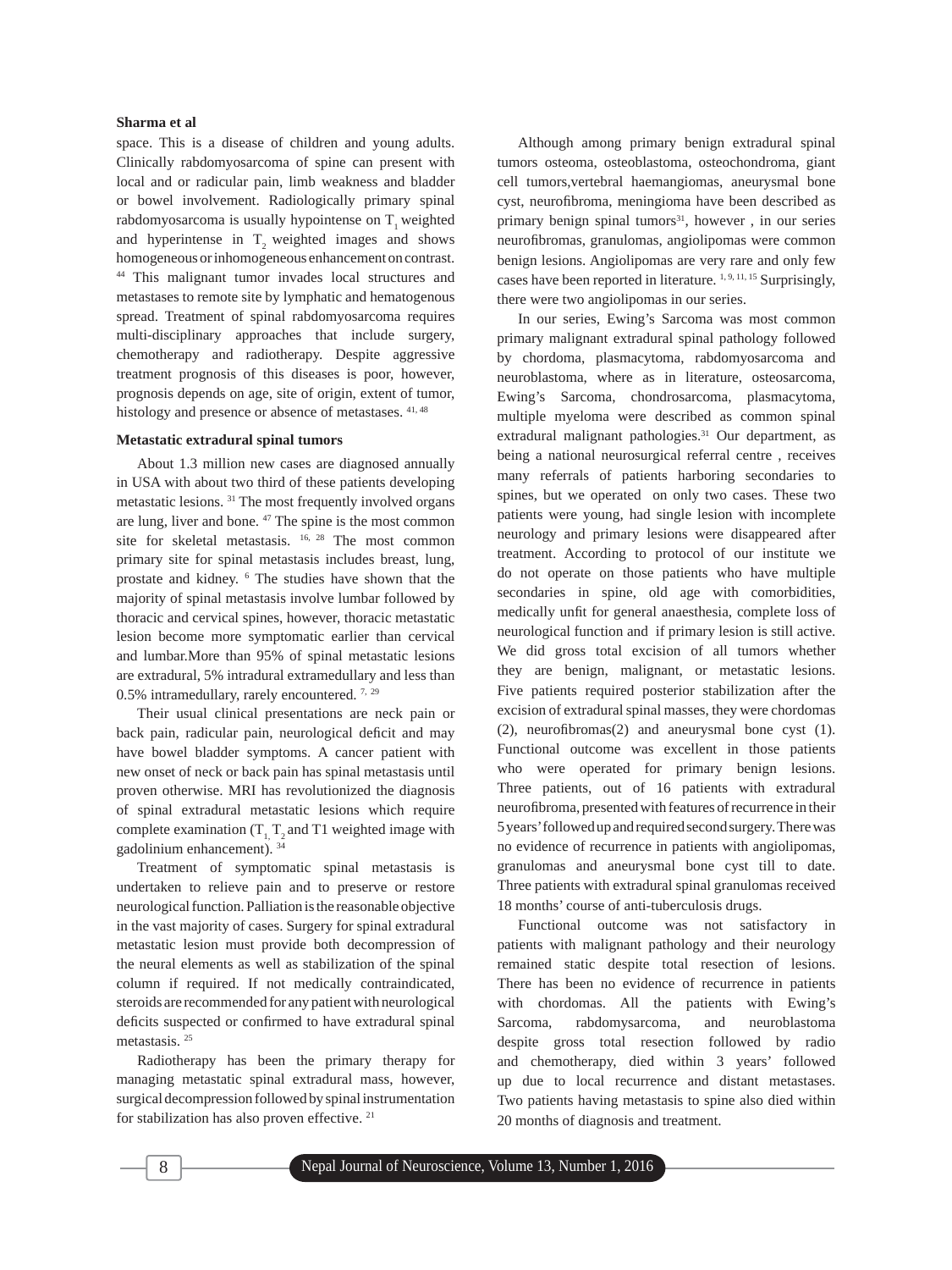space. This is a disease of children and young adults. Clinically rabdomyosarcoma of spine can present with local and or radicular pain, limb weakness and bladder or bowel involvement. Radiologically primary spinal rabdomyosarcoma is usually hypointense on $T_1$ weighted and hyperintense in $T_2$ weighted images and shows homogeneous or inhomogeneous enhancement on contrast. [44] This malignant tumor invades local structures and metastases to remote site by lymphatic and hematogenous spread. Treatment of spinal rabdomyosarcoma requires multi-disciplinary approaches that include surgery, chemotherapy and radiotherapy. Despite aggressive treatment prognosis of this diseases is poor, however, prognosis depends on age, site of origin, extent of tumor, histology and presence or absence of metastases. [41, 48]

**Metastatic extradural spinal tumors**

About 1.3 million new cases are diagnosed annually in USA with about two third of these patients developing metastatic lesions. [31] The most frequently involved organs are lung, liver and bone. [47] The spine is the most common site for skeletal metastasis. [16, 28] The most common primary site for spinal metastasis includes breast, lung, prostate and kidney. [6] The studies have shown that the majority of spinal metastasis involve lumbar followed by thoracic and cervical spines, however, thoracic metastatic lesion become more symptomatic earlier than cervical and lumbar.More than 95% of spinal metastatic lesions are extradural, 5% intradural extramedullary and less than 0.5% intramedullary, rarely encountered. [7, 29]

Their usual clinical presentations are neck pain or back pain, radicular pain, neurological deficit and may have bowel bladder symptoms. A cancer patient with new onset of neck or back pain has spinal metastasis until proven otherwise. MRI has revolutionized the diagnosis of spinal extradural metastatic lesions which require complete examination ($T_1$, $T_2$ and T1 weighted image with gadolinium enhancement). [34]

Treatment of symptomatic spinal metastasis is undertaken to relieve pain and to preserve or restore neurological function. Palliation is the reasonable objective in the vast majority of cases. Surgery for spinal extradural metastatic lesion must provide both decompression of the neural elements as well as stabilization of the spinal column if required. If not medically contraindicated, steroids are recommended for any patient with neurological deficits suspected or confirmed to have extradural spinal metastasis. [25]

Radiotherapy has been the primary therapy for managing metastatic spinal extradural mass, however, surgical decompression followed by spinal instrumentation for stabilization has also proven effective. [21]

Although among primary benign extradural spinal tumors osteoma, osteoblastoma, osteochondroma, giant cell tumors,vertebral haemangiomas, aneurysmal bone cyst, neurofibroma, meningioma have been described as primary benign spinal tumors[31], however , in our series neurofibromas, granulomas, angiolipomas were common benign lesions. Angiolipomas are very rare and only few cases have been reported in literature. [1, 9, 11, 15] Surprisingly, there were two angiolipomas in our series.

In our series, Ewing's Sarcoma was most common primary malignant extradural spinal pathology followed by chordoma, plasmacytoma, rabdomyosarcoma and neuroblastoma, where as in literature, osteosarcoma, Ewing's Sarcoma, chondrosarcoma, plasmacytoma, multiple myeloma were described as common spinal extradural malignant pathologies.[31] Our department, as being a national neurosurgical referral centre , receives many referrals of patients harboring secondaries to spines, but we operated on only two cases. These two patients were young, had single lesion with incomplete neurology and primary lesions were disappeared after treatment. According to protocol of our institute we do not operate on those patients who have multiple secondaries in spine, old age with comorbidities, medically unfit for general anaesthesia, complete loss of neurological function and if primary lesion is still active. We did gross total excision of all tumors whether they are benign, malignant, or metastatic lesions. Five patients required posterior stabilization after the excision of extradural spinal masses, they were chordomas (2), neurofibromas(2) and aneurysmal bone cyst (1). Functional outcome was excellent in those patients who were operated for primary benign lesions. Three patients, out of 16 patients with extradural neurofibroma, presented with features of recurrence in their 5 years' followed up and required second surgery. There was no evidence of recurrence in patients with angiolipomas, granulomas and aneurysmal bone cyst till to date. Three patients with extradural spinal granulomas received 18 months' course of anti-tuberculosis drugs.

Functional outcome was not satisfactory in patients with malignant pathology and their neurology remained static despite total resection of lesions. There has been no evidence of recurrence in patients with chordomas. All the patients with Ewing's Sarcoma, rabdomysarcoma, and neuroblastoma despite gross total resection followed by radio and chemotherapy, died within 3 years' followed up due to local recurrence and distant metastases. Two patients having metastasis to spine also died within 20 months of diagnosis and treatment.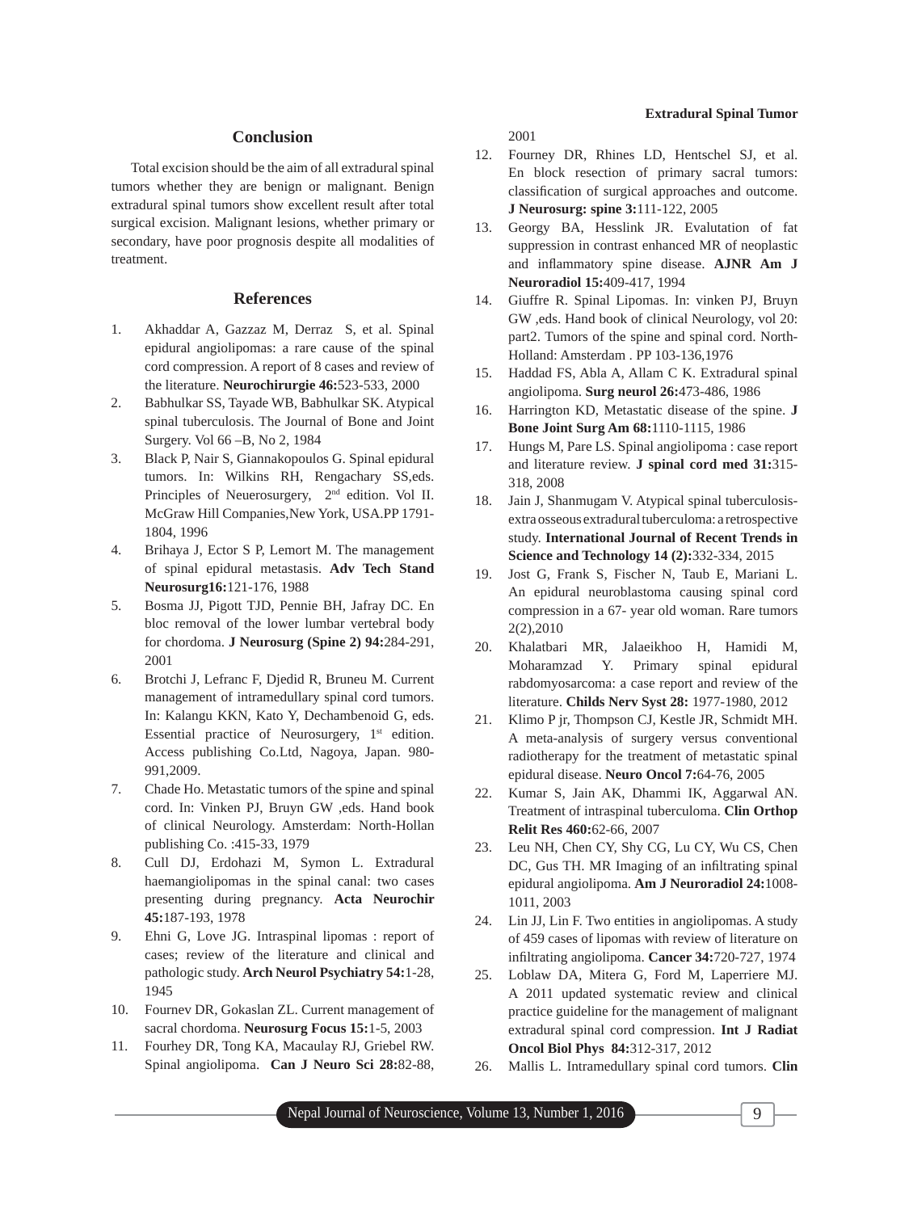## Conclusion

Total excision should be the aim of all extradural spinal tumors whether they are benign or malignant. Benign extradural spinal tumors show excellent result after total surgical excision. Malignant lesions, whether primary or secondary, have poor prognosis despite all modalities of treatment.

## References

1. Akhaddar A, Gazzaz M, Derraz S, et al. Spinal epidural angiolipomas: a rare cause of the spinal cord compression. A report of 8 cases and review of the literature. **Neurochirurgie 46:**523-533, 2000
2. Babhulkar SS, Tayade WB, Babhulkar SK. Atypical spinal tuberculosis. The Journal of Bone and Joint Surgery. Vol 66 –B, No 2, 1984
3. Black P, Nair S, Giannakopoulos G. Spinal epidural tumors. In: Wilkins RH, Rengachary SS,eds. Principles of Neuerosurgery, 2nd edition. Vol II. McGraw Hill Companies,New York, USA.PP 1791-1804, 1996
4. Brihaya J, Ector S P, Lemort M. The management of spinal epidural metastasis. **Adv Tech Stand Neurosurg16:**121-176, 1988
5. Bosma JJ, Pigott TJD, Pennie BH, Jafray DC. En bloc removal of the lower lumbar vertebral body for chordoma. **J Neurosurg (Spine 2) 94:**284-291, 2001
6. Brotchi J, Lefranc F, Djedid R, Bruneu M. Current management of intramedullary spinal cord tumors. In: Kalangu KKN, Kato Y, Dechambenoid G, eds. Essential practice of Neurosurgery, 1st edition. Access publishing Co.Ltd, Nagoya, Japan. 980-991,2009.
7. Chade Ho. Metastatic tumors of the spine and spinal cord. In: Vinken PJ, Bruyn GW ,eds. Hand book of clinical Neurology. Amsterdam: North-Hollan publishing Co. :415-33, 1979
8. Cull DJ, Erdohazi M, Symon L. Extradural haemangiolipomas in the spinal canal: two cases presenting during pregnancy. **Acta Neurochir 45:**187-193, 1978
9. Ehni G, Love JG. Intraspinal lipomas : report of cases; review of the literature and clinical and pathologic study. **Arch Neurol Psychiatry 54:**1-28, 1945
10. Fournev DR, Gokaslan ZL. Current management of sacral chordoma. **Neurosurg Focus 15:**1-5, 2003
11. Fourhey DR, Tong KA, Macaulay RJ, Griebel RW. Spinal angiolipoma. **Can J Neuro Sci 28:**82-88, 2001
12. Fourney DR, Rhines LD, Hentschel SJ, et al. En block resection of primary sacral tumors: classification of surgical approaches and outcome. **J Neurosurg: spine 3:**111-122, 2005
13. Georgy BA, Hesslink JR. Evalutation of fat suppression in contrast enhanced MR of neoplastic and inflammatory spine disease. **AJNR Am J Neuroradiol 15:**409-417, 1994
14. Giuffre R. Spinal Lipomas. In: vinken PJ, Bruyn GW ,eds. Hand book of clinical Neurology, vol 20: part2. Tumors of the spine and spinal cord. North-Holland: Amsterdam . PP 103-136,1976
15. Haddad FS, Abla A, Allam C K. Extradural spinal angiolipoma. **Surg neurol 26:**473-486, 1986
16. Harrington KD, Metastatic disease of the spine. **J Bone Joint Surg Am 68:**1110-1115, 1986
17. Hungs M, Pare LS. Spinal angiolipoma : case report and literature review. **J spinal cord med 31:**315-318, 2008
18. Jain J, Shanmugam V. Atypical spinal tuberculosis-extra osseous extradural tuberculoma: a retrospective study. **International Journal of Recent Trends in Science and Technology 14 (2):**332-334, 2015
19. Jost G, Frank S, Fischer N, Taub E, Mariani L. An epidural neuroblastoma causing spinal cord compression in a 67- year old woman. Rare tumors 2(2),2010
20. Khalatbari MR, Jalaeikhoo H, Hamidi M, Moharamzad Y. Primary spinal epidural rabdomyosarcoma: a case report and review of the literature. **Childs Nerv Syst 28:** 1977-1980, 2012
21. Klimo P jr, Thompson CJ, Kestle JR, Schmidt MH. A meta-analysis of surgery versus conventional radiotherapy for the treatment of metastatic spinal epidural disease. **Neuro Oncol 7:**64-76, 2005
22. Kumar S, Jain AK, Dhammi IK, Aggarwal AN. Treatment of intraspinal tuberculoma. **Clin Orthop Relit Res 460:**62-66, 2007
23. Leu NH, Chen CY, Shy CG, Lu CY, Wu CS, Chen DC, Gus TH. MR Imaging of an infiltrating spinal epidural angiolipoma. **Am J Neuroradiol 24:**1008-1011, 2003
24. Lin JJ, Lin F. Two entities in angiolipomas. A study of 459 cases of lipomas with review of literature on infiltrating angiolipoma. **Cancer 34:**720-727, 1974
25. Loblaw DA, Mitera G, Ford M, Laperriere MJ. A 2011 updated systematic review and clinical practice guideline for the management of malignant extradural spinal cord compression. **Int J Radiat Oncol Biol Phys 84:**312-317, 2012
26. Mallis L. Intramedullary spinal cord tumors. **Clin**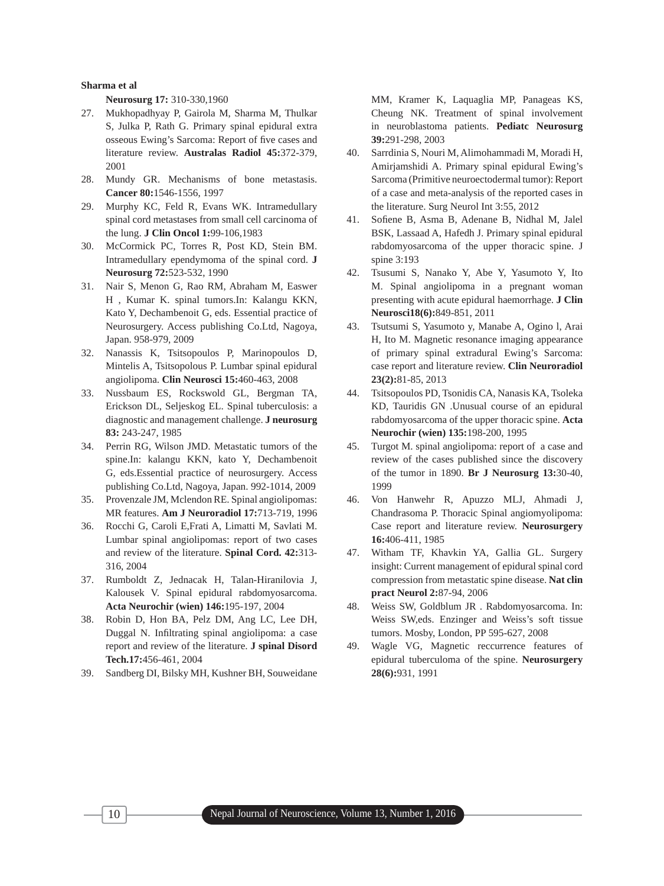**Neurosurg 17:** 310-330,1960

27. Mukhopadhyay P, Gairola M, Sharma M, Thulkar S, Julka P, Rath G. Primary spinal epidural extra osseous Ewing's Sarcoma: Report of five cases and literature review. **Australas Radiol 45:**372-379, 2001
28. Mundy GR. Mechanisms of bone metastasis. **Cancer 80:**1546-1556, 1997
29. Murphy KC, Feld R, Evans WK. Intramedullary spinal cord metastases from small cell carcinoma of the lung. **J Clin Oncol 1:**99-106,1983
30. McCormick PC, Torres R, Post KD, Stein BM. Intramedullary ependymoma of the spinal cord. **J Neurosurg 72:**523-532, 1990
31. Nair S, Menon G, Rao RM, Abraham M, Easwer H , Kumar K. spinal tumors.In: Kalangu KKN, Kato Y, Dechambenoit G, eds. Essential practice of Neurosurgery. Access publishing Co.Ltd, Nagoya, Japan. 958-979, 2009
32. Nanassis K, Tsitsopoulos P, Marinopoulos D, Mintelis A, Tsitsopolous P. Lumbar spinal epidural angiolipoma. **Clin Neurosci 15:**460-463, 2008
33. Nussbaum ES, Rockswold GL, Bergman TA, Erickson DL, Seljeskog EL. Spinal tuberculosis: a diagnostic and management challenge. **J neurosurg 83:** 243-247, 1985
34. Perrin RG, Wilson JMD. Metastatic tumors of the spine.In: kalangu KKN, kato Y, Dechambenoit G, eds.Essential practice of neurosurgery. Access publishing Co.Ltd, Nagoya, Japan. 992-1014, 2009
35. Provenzale JM, Mclendon RE. Spinal angiolipomas: MR features. **Am J Neuroradiol 17:**713-719, 1996
36. Rocchi G, Caroli E,Frati A, Limatti M, Savlati M. Lumbar spinal angiolipomas: report of two cases and review of the literature. **Spinal Cord. 42:**313-316, 2004
37. Rumboldt Z, Jednacak H, Talan-Hiranilovia J, Kalousek V. Spinal epidural rabdomyosarcoma. **Acta Neurochir (wien) 146:**195-197, 2004
38. Robin D, Hon BA, Pelz DM, Ang LC, Lee DH, Duggal N. Infiltrating spinal angiolipoma: a case report and review of the literature. **J spinal Disord Tech.17:**456-461, 2004
39. Sandberg DI, Bilsky MH, Kushner BH, Souweidane MM, Kramer K, Laquaglia MP, Panageas KS, Cheung NK. Treatment of spinal involvement in neuroblastoma patients. **Pediatc Neurosurg 39:**291-298, 2003
40. Sarrdinia S, Nouri M, Alimohammadi M, Moradi H, Amirjamshidi A. Primary spinal epidural Ewing's Sarcoma (Primitive neuroectodermal tumor): Report of a case and meta-analysis of the reported cases in the literature. Surg Neurol Int 3:55, 2012
41. Sofiene B, Asma B, Adenane B, Nidhal M, Jalel BSK, Lassaad A, Hafedh J. Primary spinal epidural rabdomyosarcoma of the upper thoracic spine. J spine 3:193
42. Tsusumi S, Nanako Y, Abe Y, Yasumoto Y, Ito M. Spinal angiolipoma in a pregnant woman presenting with acute epidural haemorrhage. **J Clin Neurosci18(6):**849-851, 2011
43. Tsutsumi S, Yasumoto y, Manabe A, Ogino l, Arai H, Ito M. Magnetic resonance imaging appearance of primary spinal extradural Ewing's Sarcoma: case report and literature review. **Clin Neuroradiol 23(2):**81-85, 2013
44. Tsitsopoulos PD, Tsonidis CA, Nanasis KA, Tsoleka KD, Tauridis GN .Unusual course of an epidural rabdomyosarcoma of the upper thoracic spine. **Acta Neurochir (wien) 135:**198-200, 1995
45. Turgot M. spinal angiolipoma: report of a case and review of the cases published since the discovery of the tumor in 1890. **Br J Neurosurg 13:**30-40, 1999
46. Von Hanwehr R, Apuzzo MLJ, Ahmadi J, Chandrasoma P. Thoracic Spinal angiomyolipoma: Case report and literature review. **Neurosurgery 16:**406-411, 1985
47. Witham TF, Khavkin YA, Gallia GL. Surgery insight: Current management of epidural spinal cord compression from metastatic spine disease. **Nat clin pract Neurol 2:**87-94, 2006
48. Weiss SW, Goldblum JR . Rabdomyosarcoma. In: Weiss SW,eds. Enzinger and Weiss's soft tissue tumors. Mosby, London, PP 595-627, 2008
49. Wagle VG, Magnetic reccurrence features of epidural tuberculoma of the spine. **Neurosurgery 28(6):**931, 1991